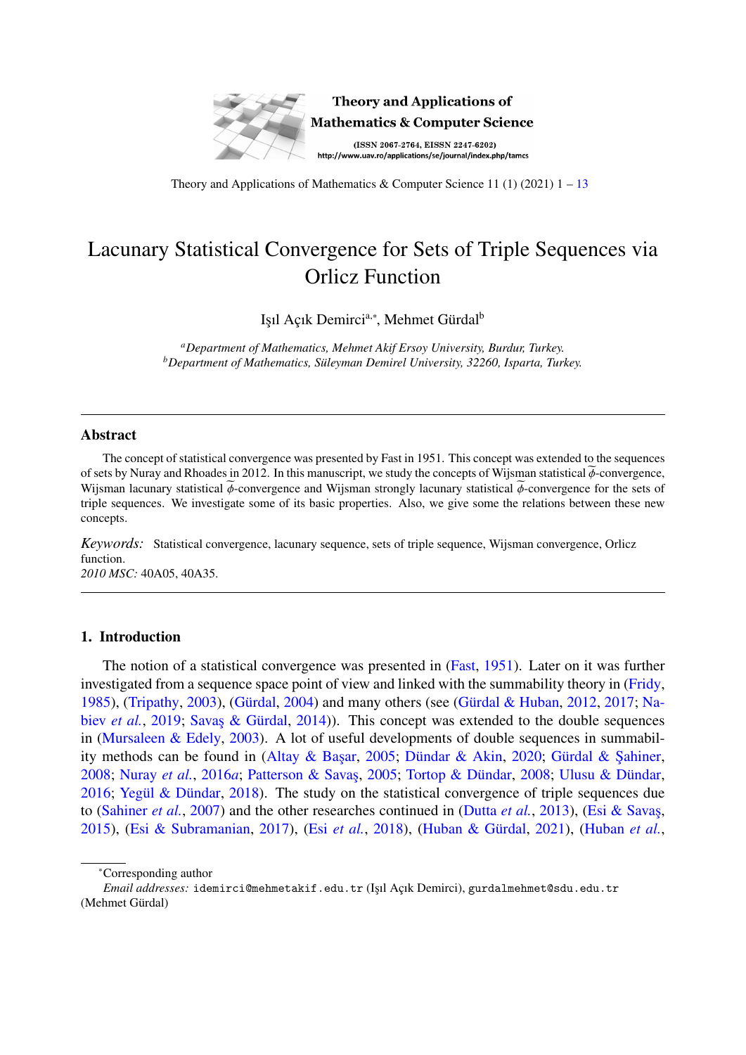# Lacunary Statistical Convergence for Sets of Triple Sequences via Orlicz Function

Işıl Açık Demirci[a,*], Mehmet Gürdal[b]

[a]*Department of Mathematics, Mehmet Akif Ersoy University, Burdur, Turkey.*
[b]*Department of Mathematics, Süleyman Demirel University, 32260, Isparta, Turkey.*

---

## Abstract

The concept of statistical convergence was presented by Fast in 1951. This concept was extended to the sequences of sets by Nuray and Rhoades in 2012. In this manuscript, we study the concepts of Wijsman statistical $\widetilde{\phi}$-convergence, Wijsman lacunary statistical $\widetilde{\phi}$-convergence and Wijsman strongly lacunary statistical $\widetilde{\phi}$-convergence for the sets of triple sequences. We investigate some of its basic properties. Also, we give some the relations between these new concepts.

*Keywords:* Statistical convergence, lacunary sequence, sets of triple sequence, Wijsman convergence, Orlicz function.
*2010 MSC:* 40A05, 40A35.

---

## 1. Introduction

The notion of a statistical convergence was presented in (Fast, 1951). Later on it was further investigated from a sequence space point of view and linked with the summability theory in (Fridy, 1985), (Tripathy, 2003), (Gürdal, 2004) and many others (see (Gürdal & Huban, 2012, 2017; Nabiev *et al.*, 2019; Savaş & Gürdal, 2014)). This concept was extended to the double sequences in (Mursaleen & Edely, 2003). A lot of useful developments of double sequences in summability methods can be found in (Altay & Başar, 2005; Dündar & Akin, 2020; Gürdal & Şahiner, 2008; Nuray *et al.*, 2016*a*; Patterson & Savaş, 2005; Tortop & Dündar, 2008; Ulusu & Dündar, 2016; Yegül & Dündar, 2018). The study on the statistical convergence of triple sequences due to (Sahiner *et al.*, 2007) and the other researches continued in (Dutta *et al.*, 2013), (Esi & Savaş, 2015), (Esi & Subramanian, 2017), (Esi *et al.*, 2018), (Huban & Gürdal, 2021), (Huban *et al.*,

---

*Corresponding author

*Email addresses:* idemirci@mehmetakif.edu.tr (Işıl Açık Demirci), gurdalmehmet@sdu.edu.tr (Mehmet Gürdal)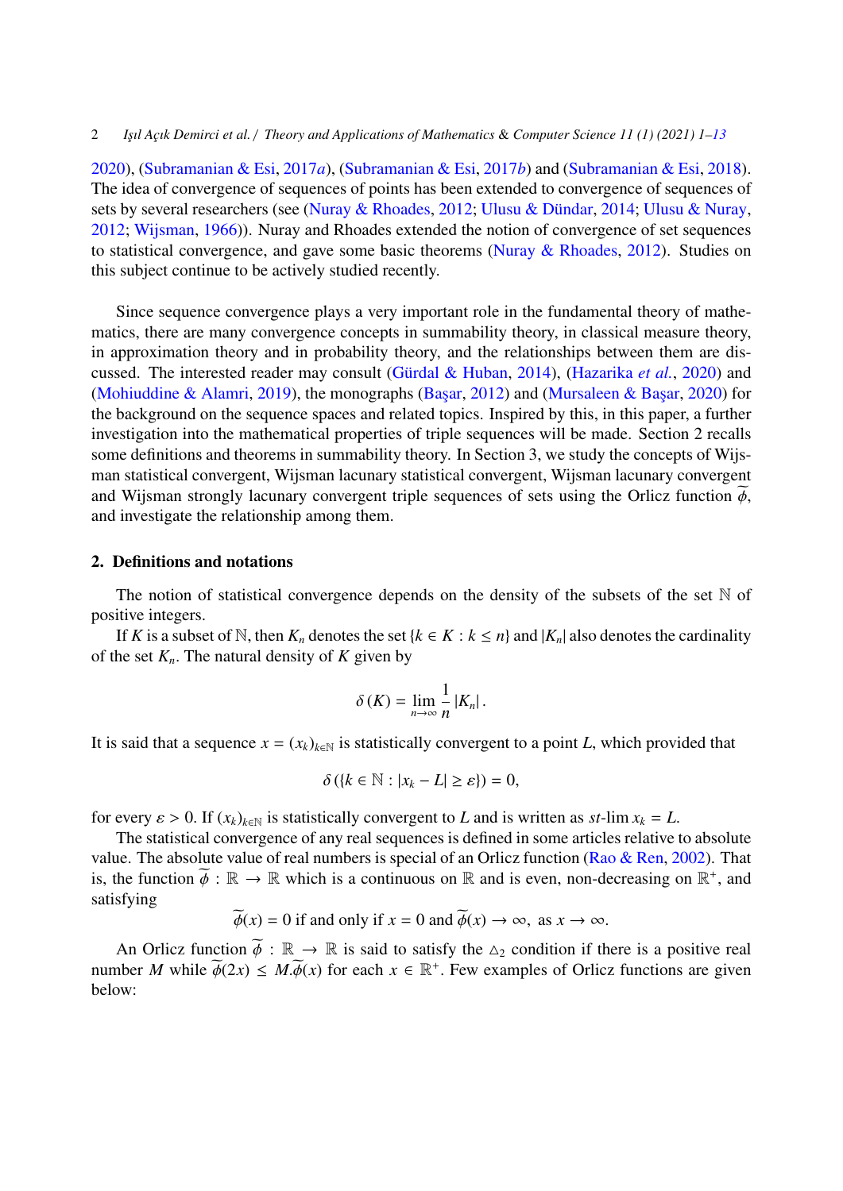2020), (Subramanian & Esi, 2017*a*), (Subramanian & Esi, 2017*b*) and (Subramanian & Esi, 2018). The idea of convergence of sequences of points has been extended to convergence of sequences of sets by several researchers (see (Nuray & Rhoades, 2012; Ulusu & Dündar, 2014; Ulusu & Nuray, 2012; Wijsman, 1966)). Nuray and Rhoades extended the notion of convergence of set sequences to statistical convergence, and gave some basic theorems (Nuray & Rhoades, 2012). Studies on this subject continue to be actively studied recently.

Since sequence convergence plays a very important role in the fundamental theory of mathematics, there are many convergence concepts in summability theory, in classical measure theory, in approximation theory and in probability theory, and the relationships between them are discussed. The interested reader may consult (Gürdal & Huban, 2014), (Hazarika *et al.*, 2020) and (Mohiuddine & Alamri, 2019), the monographs (Başar, 2012) and (Mursaleen & Başar, 2020) for the background on the sequence spaces and related topics. Inspired by this, in this paper, a further investigation into the mathematical properties of triple sequences will be made. Section 2 recalls some definitions and theorems in summability theory. In Section 3, we study the concepts of Wijsman statistical convergent, Wijsman lacunary statistical convergent, Wijsman lacunary convergent and Wijsman strongly lacunary convergent triple sequences of sets using the Orlicz function $\widetilde{\phi}$, and investigate the relationship among them.

## 2. Definitions and notations

The notion of statistical convergence depends on the density of the subsets of the set $\mathbb{N}$ of positive integers.

If $K$ is a subset of $\mathbb{N}$, then $K_n$ denotes the set $\{k \in K : k \leq n\}$ and $|K_n|$ also denotes the cardinality of the set $K_n$. The natural density of $K$ given by

$$\delta(K) = \lim_{n\to\infty} \frac{1}{n} |K_n|.$$

It is said that a sequence $x = (x_k)_{k\in\mathbb{N}}$ is statistically convergent to a point $L$, which provided that

$$\delta(\{k \in \mathbb{N} : |x_k - L| \geq \varepsilon\}) = 0,$$

for every $\varepsilon > 0$. If $(x_k)_{k\in\mathbb{N}}$ is statistically convergent to $L$ and is written as $st\text{-}\lim x_k = L$.

The statistical convergence of any real sequences is defined in some articles relative to absolute value. The absolute value of real numbers is special of an Orlicz function (Rao & Ren, 2002). That is, the function $\widetilde{\phi} : \mathbb{R} \to \mathbb{R}$ which is a continuous on $\mathbb{R}$ and is even, non-decreasing on $\mathbb{R}^+$, and satisfying

$$\widetilde{\phi}(x) = 0 \text{ if and only if } x = 0 \text{ and } \widetilde{\phi}(x) \to \infty, \text{ as } x \to \infty.$$

An Orlicz function $\widetilde{\phi} : \mathbb{R} \to \mathbb{R}$ is said to satisfy the $\triangle_2$ condition if there is a positive real number $M$ while $\widetilde{\phi}(2x) \leq M.\widetilde{\phi}(x)$ for each $x \in \mathbb{R}^+$. Few examples of Orlicz functions are given below: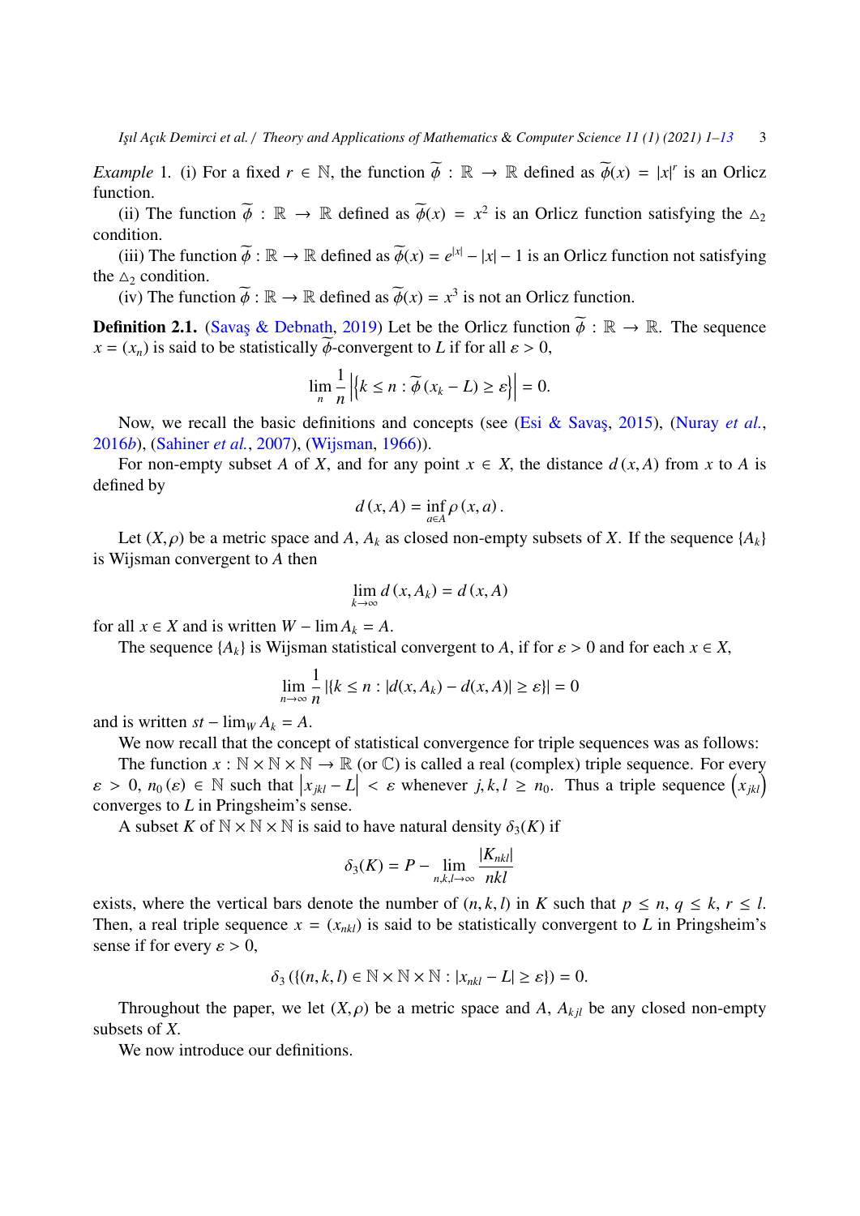*Example* 1. (i) For a fixed $r \in \mathbb{N}$, the function $\widetilde{\phi} : \mathbb{R} \to \mathbb{R}$ defined as $\widetilde{\phi}(x) = |x|^r$ is an Orlicz function.

(ii) The function $\widetilde{\phi} : \mathbb{R} \to \mathbb{R}$ defined as $\widetilde{\phi}(x) = x^2$ is an Orlicz function satisfying the $\triangle_2$ condition.

(iii) The function $\widetilde{\phi} : \mathbb{R} \to \mathbb{R}$ defined as $\widetilde{\phi}(x) = e^{|x|} - |x| - 1$ is an Orlicz function not satisfying the $\triangle_2$ condition.

(iv) The function $\widetilde{\phi} : \mathbb{R} \to \mathbb{R}$ defined as $\widetilde{\phi}(x) = x^3$ is not an Orlicz function.

**Definition 2.1.** (Savaş & Debnath, 2019) Let be the Orlicz function $\widetilde{\phi} : \mathbb{R} \to \mathbb{R}$. The sequence $x = (x_n)$ is said to be statistically $\widetilde{\phi}$-convergent to $L$ if for all $\varepsilon > 0$,

$$\lim_n \frac{1}{n} \left| \left\{ k \le n : \widetilde{\phi}\left(x_k - L\right) \ge \varepsilon \right\} \right| = 0.$$

Now, we recall the basic definitions and concepts (see (Esi & Savaş, 2015), (Nuray *et al.*, 2016*b*), (Sahiner *et al.*, 2007), (Wijsman, 1966)).

For non-empty subset $A$ of $X$, and for any point $x \in X$, the distance $d(x, A)$ from $x$ to $A$ is defined by

$$d(x, A) = \inf_{a \in A} \rho(x, a).$$

Let $(X, \rho)$ be a metric space and $A$, $A_k$ as closed non-empty subsets of $X$. If the sequence $\{A_k\}$ is Wijsman convergent to $A$ then

$$\lim_{k \to \infty} d(x, A_k) = d(x, A)$$

for all $x \in X$ and is written $W - \lim A_k = A$.

The sequence $\{A_k\}$ is Wijsman statistical convergent to $A$, if for $\varepsilon > 0$ and for each $x \in X$,

$$\lim_{n \to \infty} \frac{1}{n} \left| \{ k \le n : |d(x, A_k) - d(x, A)| \ge \varepsilon \} \right| = 0$$

and is written $st - \lim_W A_k = A$.

We now recall that the concept of statistical convergence for triple sequences was as follows:

The function $x : \mathbb{N} \times \mathbb{N} \times \mathbb{N} \to \mathbb{R}$ (or $\mathbb{C}$) is called a real (complex) triple sequence. For every $\varepsilon > 0$, $n_0(\varepsilon) \in \mathbb{N}$ such that $\left| x_{jkl} - L \right| < \varepsilon$ whenever $j, k, l \ge n_0$. Thus a triple sequence $\left( x_{jkl} \right)$ converges to $L$ in Pringsheim's sense.

A subset $K$ of $\mathbb{N} \times \mathbb{N} \times \mathbb{N}$ is said to have natural density $\delta_3(K)$ if

$$\delta_3(K) = P - \lim_{n,k,l \to \infty} \frac{|K_{nkl}|}{nkl}$$

exists, where the vertical bars denote the number of $(n, k, l)$ in $K$ such that $p \le n$, $q \le k$, $r \le l$. Then, a real triple sequence $x = (x_{nkl})$ is said to be statistically convergent to $L$ in Pringsheim's sense if for every $\varepsilon > 0$,

$$\delta_3 \left( \{ (n, k, l) \in \mathbb{N} \times \mathbb{N} \times \mathbb{N} : |x_{nkl} - L| \ge \varepsilon \} \right) = 0.$$

Throughout the paper, we let $(X, \rho)$ be a metric space and $A$, $A_{kjl}$ be any closed non-empty subsets of $X$.

We now introduce our definitions.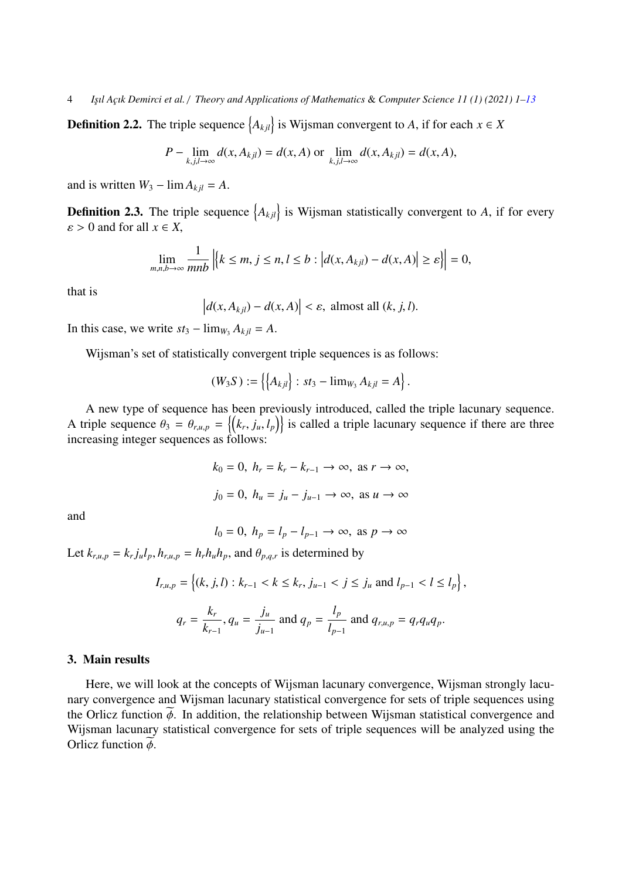**Definition 2.2.** The triple sequence $\{A_{kjl}\}$ is Wijsman convergent to $A$, if for each $x \in X$

$$P - \lim_{k,j,l\to\infty} d(x, A_{kjl}) = d(x, A) \text{ or } \lim_{k,j,l\to\infty} d(x, A_{kjl}) = d(x, A),$$

and is written $W_3 - \lim A_{kjl} = A$.

**Definition 2.3.** The triple sequence $\{A_{kjl}\}$ is Wijsman statistically convergent to $A$, if for every $\varepsilon > 0$ and for all $x \in X$,

$$\lim_{m,n,b\to\infty} \frac{1}{mnb} \left| \left\{ k \leq m, j \leq n, l \leq b : \left| d(x, A_{kjl}) - d(x, A) \right| \geq \varepsilon \right\} \right| = 0,$$

that is

$$\left| d(x, A_{kjl}) - d(x, A) \right| < \varepsilon, \text{ almost all } (k, j, l).$$

In this case, we write $st_3 - \lim_{W_3} A_{kjl} = A$.

Wijsman's set of statistically convergent triple sequences is as follows:

$$(W_3S) := \left\{ \left\{ A_{kjl} \right\} : st_3 - \lim_{W_3} A_{kjl} = A \right\}.$$

A new type of sequence has been previously introduced, called the triple lacunary sequence. A triple sequence $\theta_3 = \theta_{r,u,p} = \left\{ \left( k_r, j_u, l_p \right) \right\}$ is called a triple lacunary sequence if there are three increasing integer sequences as follows:

$$k_0 = 0, \ h_r = k_r - k_{r-1} \to \infty, \text{ as } r \to \infty,$$

$$j_0 = 0, \ h_u = j_u - j_{u-1} \to \infty, \text{ as } u \to \infty$$

and

$$l_0 = 0, \ h_p = l_p - l_{p-1} \to \infty, \text{ as } p \to \infty$$

Let $k_{r,u,p} = k_r j_u l_p, h_{r,u,p} = h_r h_u h_p$, and $\theta_{p,q,r}$ is determined by

$$I_{r,u,p} = \left\{ (k, j, l) : k_{r-1} < k \leq k_r, \ j_{u-1} < j \leq j_u \text{ and } l_{p-1} < l \leq l_p \right\},$$

$$q_r = \frac{k_r}{k_{r-1}}, q_u = \frac{j_u}{j_{u-1}} \text{ and } q_p = \frac{l_p}{l_{p-1}} \text{ and } q_{r,u,p} = q_r q_u q_p.$$

## 3. Main results

Here, we will look at the concepts of Wijsman lacunary convergence, Wijsman strongly lacunary convergence and Wijsman lacunary statistical convergence for sets of triple sequences using the Orlicz function $\widetilde{\phi}$. In addition, the relationship between Wijsman statistical convergence and Wijsman lacunary statistical convergence for sets of triple sequences will be analyzed using the Orlicz function $\widetilde{\phi}$.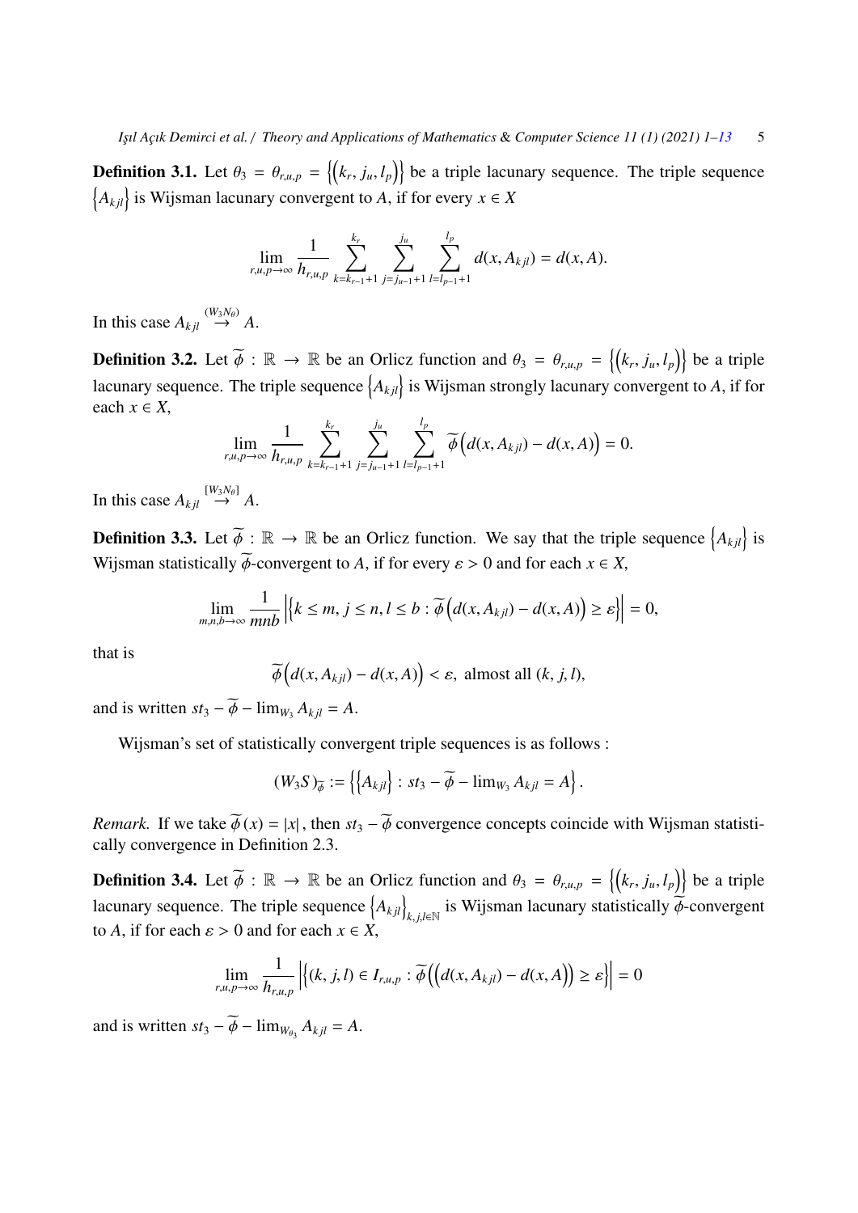**Definition 3.1.** Let $\theta_3 = \theta_{r,u,p} = \left\{\left(k_r, j_u, l_p\right)\right\}$ be a triple lacunary sequence. The triple sequence $\left\{A_{kjl}\right\}$ is Wijsman lacunary convergent to $A$, if for every $x \in X$

$$\lim_{r,u,p\to\infty} \frac{1}{h_{r,u,p}} \sum_{k=k_{r-1}+1}^{k_r} \sum_{j=j_{u-1}+1}^{j_u} \sum_{l=l_{p-1}+1}^{l_p} d(x, A_{kjl}) = d(x, A).$$

In this case $A_{kjl} \overset{(W_3N_\theta)}{\rightarrow} A$.

**Definition 3.2.** Let $\widetilde{\phi} : \mathbb{R} \to \mathbb{R}$ be an Orlicz function and $\theta_3 = \theta_{r,u,p} = \left\{\left(k_r, j_u, l_p\right)\right\}$ be a triple lacunary sequence. The triple sequence $\left\{A_{kjl}\right\}$ is Wijsman strongly lacunary convergent to $A$, if for each $x \in X$,

$$\lim_{r,u,p\to\infty} \frac{1}{h_{r,u,p}} \sum_{k=k_{r-1}+1}^{k_r} \sum_{j=j_{u-1}+1}^{j_u} \sum_{l=l_{p-1}+1}^{l_p} \widetilde{\phi}\left(d(x, A_{kjl}) - d(x, A)\right) = 0.$$

In this case $A_{kjl} \overset{[W_3N_\theta]}{\rightarrow} A$.

**Definition 3.3.** Let $\widetilde{\phi} : \mathbb{R} \to \mathbb{R}$ be an Orlicz function. We say that the triple sequence $\left\{A_{kjl}\right\}$ is Wijsman statistically $\widetilde{\phi}$-convergent to $A$, if for every $\varepsilon > 0$ and for each $x \in X$,

$$\lim_{m,n,b\to\infty} \frac{1}{mnb} \left|\left\{k \le m, j \le n, l \le b : \widetilde{\phi}\left(d(x, A_{kjl}) - d(x, A)\right) \ge \varepsilon\right\}\right| = 0,$$

that is

$$\widetilde{\phi}\left(d(x, A_{kjl}) - d(x, A)\right) < \varepsilon, \text{ almost all } (k, j, l),$$

and is written $st_3 - \widetilde{\phi} - \lim_{W_3} A_{kjl} = A$.

Wijsman's set of statistically convergent triple sequences is as follows :

$$(W_3S)_{\widetilde{\phi}} := \left\{\left\{A_{kjl}\right\} : st_3 - \widetilde{\phi} - \lim_{W_3} A_{kjl} = A\right\}.$$

*Remark.* If we take $\widetilde{\phi}(x) = |x|$, then $st_3 - \widetilde{\phi}$ convergence concepts coincide with Wijsman statistically convergence in Definition 2.3.

**Definition 3.4.** Let $\widetilde{\phi} : \mathbb{R} \to \mathbb{R}$ be an Orlicz function and $\theta_3 = \theta_{r,u,p} = \left\{\left(k_r, j_u, l_p\right)\right\}$ be a triple lacunary sequence. The triple sequence $\left\{A_{kjl}\right\}_{k,j,l\in\mathbb{N}}$ is Wijsman lacunary statistically $\widetilde{\phi}$-convergent to $A$, if for each $\varepsilon > 0$ and for each $x \in X$,

$$\lim_{r,u,p\to\infty} \frac{1}{h_{r,u,p}} \left|\left\{(k, j, l) \in I_{r,u,p} : \widetilde{\phi}\left(\left(d(x, A_{kjl}) - d(x, A\right)\right) \ge \varepsilon\right\}\right| = 0$$

and is written $st_3 - \widetilde{\phi} - \lim_{W_{\theta_3}} A_{kjl} = A$.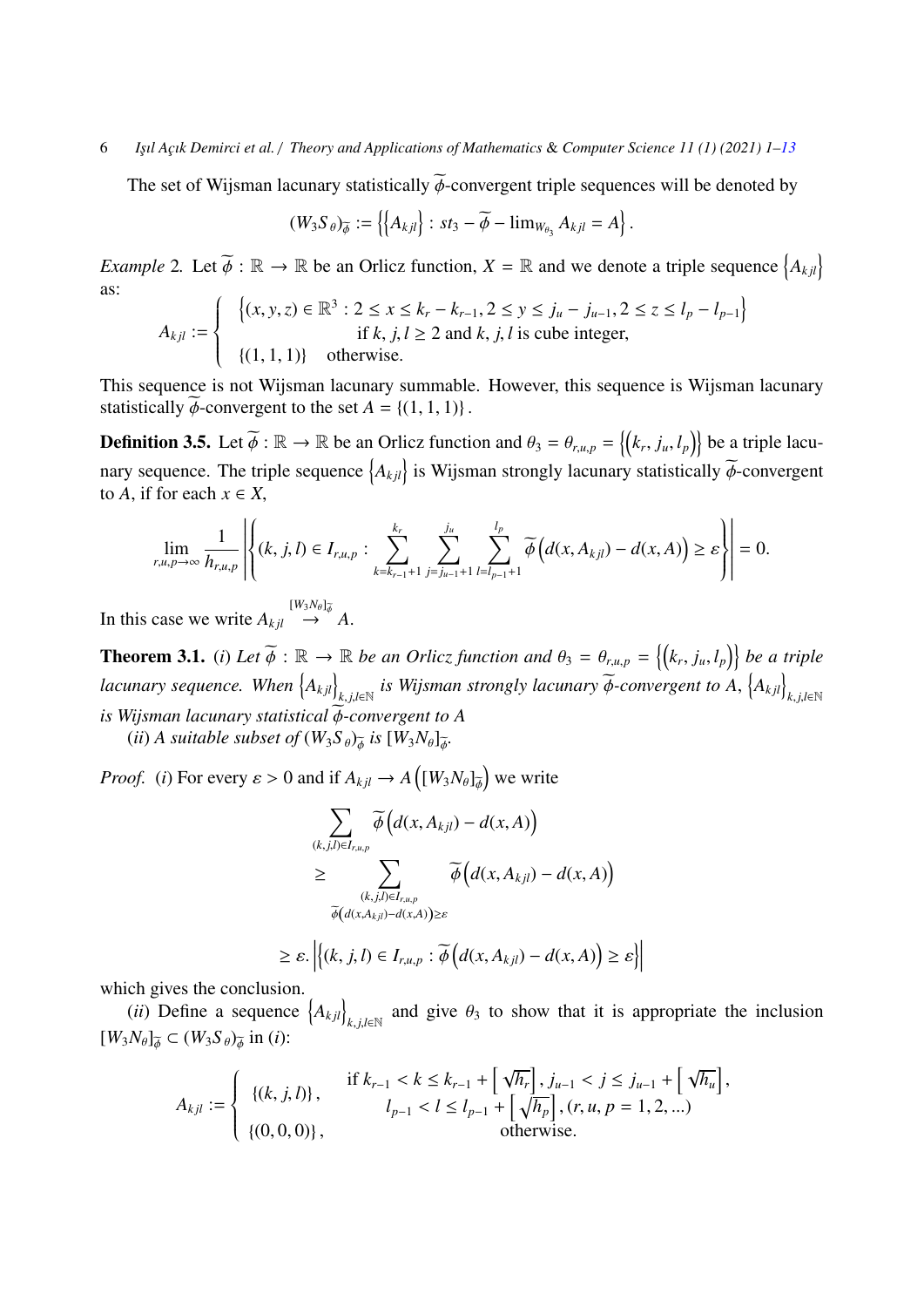The set of Wijsman lacunary statistically $\widetilde{\phi}$-convergent triple sequences will be denoted by

$$(W_3S_\theta)_{\widetilde{\phi}} := \left\{\left\{A_{kjl}\right\} : st_3 - \widetilde{\phi} - \lim_{W_{\theta_3}} A_{kjl} = A\right\}.$$

*Example* 2. Let $\widetilde{\phi} : \mathbb{R} \to \mathbb{R}$ be an Orlicz function, $X = \mathbb{R}$ and we denote a triple sequence $\left\{A_{kjl}\right\}$ as:

$$A_{kjl} := \begin{cases} \left\{(x, y, z) \in \mathbb{R}^3 : 2 \leq x \leq k_r - k_{r-1}, 2 \leq y \leq j_u - j_{u-1}, 2 \leq z \leq l_p - l_{p-1}\right\} \\ \qquad\qquad \text{if } k, j, l \geq 2 \text{ and } k, j, l \text{ is cube integer,} \\ \{(1, 1, 1)\} \quad \text{otherwise.} \end{cases}$$

This sequence is not Wijsman lacunary summable. However, this sequence is Wijsman lacunary statistically $\widetilde{\phi}$-convergent to the set $A = \{(1, 1, 1)\}$.

**Definition 3.5.** Let $\widetilde{\phi} : \mathbb{R} \to \mathbb{R}$ be an Orlicz function and $\theta_3 = \theta_{r,u,p} = \left\{\left(k_r, j_u, l_p\right)\right\}$ be a triple lacunary sequence. The triple sequence $\left\{A_{kjl}\right\}$ is Wijsman strongly lacunary statistically $\widetilde{\phi}$-convergent to $A$, if for each $x \in X$,

$$\lim_{r,u,p\to\infty} \frac{1}{h_{r,u,p}} \left|\left\{(k, j, l) \in I_{r,u,p} : \sum_{k=k_{r-1}+1}^{k_r} \sum_{j=j_{u-1}+1}^{j_u} \sum_{l=l_{p-1}+1}^{l_p} \widetilde{\phi}\left(d(x, A_{kjl}) - d(x, A)\right) \geq \varepsilon\right\}\right| = 0.$$

In this case we write $A_{kjl} \overset{[W_3N_\theta]_{\widetilde{\phi}}}{\rightarrow} A$.

**Theorem 3.1.** (*i*) *Let $\widetilde{\phi} : \mathbb{R} \to \mathbb{R}$ be an Orlicz function and $\theta_3 = \theta_{r,u,p} = \left\{\left(k_r, j_u, l_p\right)\right\}$ be a triple lacunary sequence. When $\left\{A_{kjl}\right\}_{k,j,l\in\mathbb{N}}$ is Wijsman strongly lacunary $\widetilde{\phi}$-convergent to $A$, $\left\{A_{kjl}\right\}_{k,j,l\in\mathbb{N}}$ is Wijsman lacunary statistical $\widetilde{\phi}$-convergent to $A$*

(*ii*) *A suitable subset of $(W_3S_\theta)_{\widetilde{\phi}}$ is $[W_3N_\theta]_{\widetilde{\phi}}$.*

*Proof.* (*i*) For every $\varepsilon > 0$ and if $A_{kjl} \to A\left([W_3N_\theta]_{\widetilde{\phi}}\right)$ we write

$$\begin{aligned} &\sum_{(k,j,l)\in I_{r,u,p}} \widetilde{\phi}\left(d(x, A_{kjl}) - d(x, A)\right) \\ &\geq \sum_{\substack{(k,j,l)\in I_{r,u,p} \\ \widetilde{\phi}\left(d(x,A_{kjl})-d(x,A)\right)\geq\varepsilon}} \widetilde{\phi}\left(d(x, A_{kjl}) - d(x, A)\right) \\ &\geq \varepsilon. \left|\left\{(k, j, l) \in I_{r,u,p} : \widetilde{\phi}\left(d(x, A_{kjl}) - d(x, A)\right) \geq \varepsilon\right\}\right| \end{aligned}$$

which gives the conclusion.

(*ii*) Define a sequence $\left\{A_{kjl}\right\}_{k,j,l\in\mathbb{N}}$ and give $\theta_3$ to show that it is appropriate the inclusion $[W_3N_\theta]_{\widetilde{\phi}} \subset (W_3S_\theta)_{\widetilde{\phi}}$ in (*i*):

$$A_{kjl} := \begin{cases} \{(k, j, l)\}, & \begin{array}{c} \text{if } k_{r-1} < k \leq k_{r-1} + \left[\sqrt{h_r}\right], j_{u-1} < j \leq j_{u-1} + \left[\sqrt{h_u}\right], \\ l_{p-1} < l \leq l_{p-1} + \left[\sqrt{h_p}\right], (r, u, p = 1, 2, ...) \end{array} \\ \{(0, 0, 0)\}, & \text{otherwise.} \end{cases}$$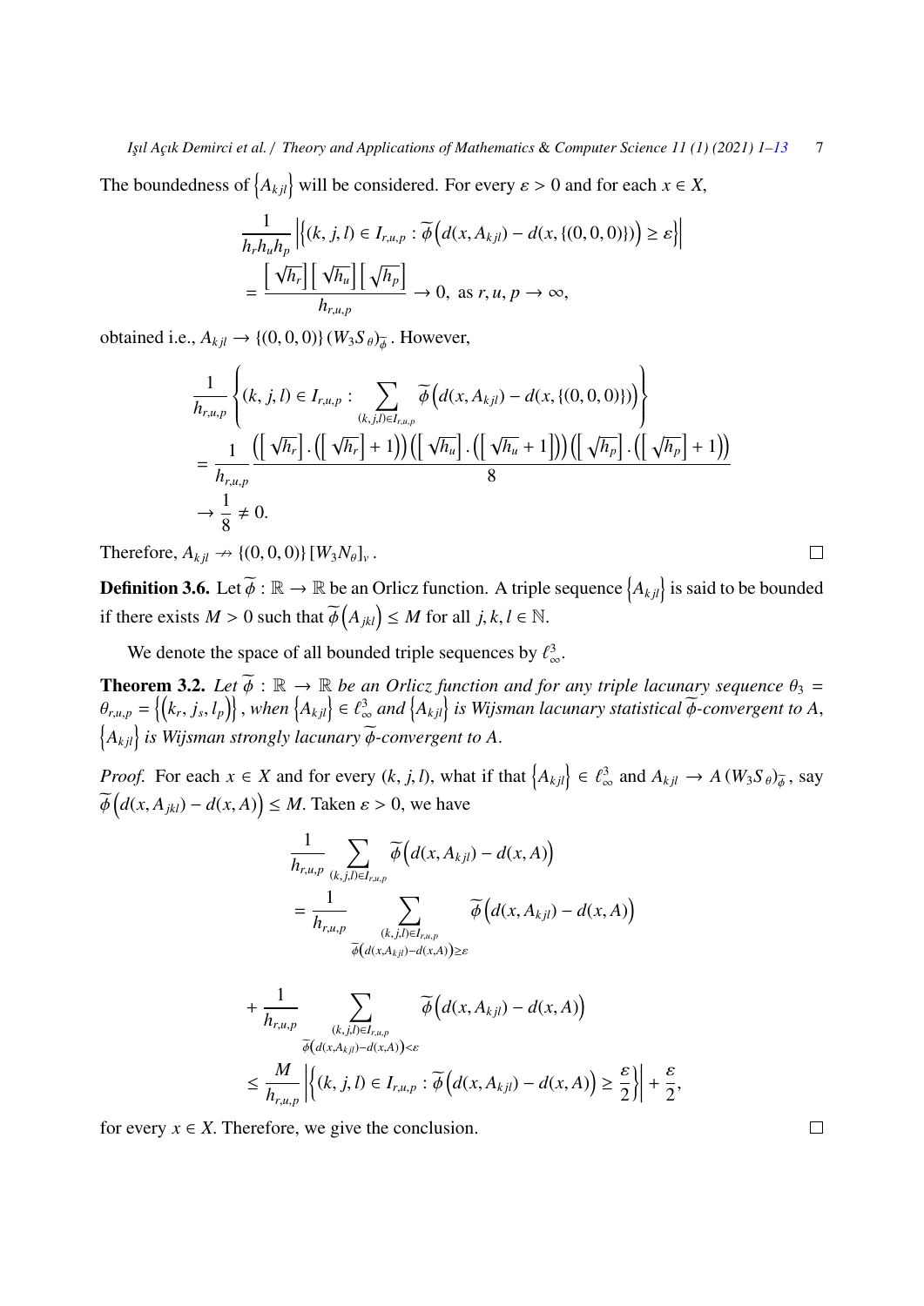The boundedness of $\{A_{kjl}\}$ will be considered. For every $\varepsilon > 0$ and for each $x \in X$,

$$\frac{1}{h_r h_u h_p} \left| \left\{ (k, j, l) \in I_{r,u,p} : \widetilde{\phi}\left( d(x, A_{kjl}) - d(x, \{(0,0,0)\}) \right) \geq \varepsilon \right\} \right|$$
$$= \frac{\left[\sqrt{h_r}\right]\left[\sqrt{h_u}\right]\left[\sqrt{h_p}\right]}{h_{r,u,p}} \to 0, \text{ as } r, u, p \to \infty,$$

obtained i.e., $A_{kjl} \to \{(0,0,0)\} \, (W_3 S_\theta)_{\widetilde{\phi}}$. However,

$$\frac{1}{h_{r,u,p}} \left\{ (k, j, l) \in I_{r,u,p} : \sum_{(k,j,l) \in I_{r,u,p}} \widetilde{\phi}\left( d(x, A_{kjl}) - d(x, \{(0,0,0)\}) \right) \right\}$$
$$= \frac{1}{h_{r,u,p}} \frac{\left( \left[\sqrt{h_r}\right] . \left( \left[\sqrt{h_r}\right] + 1 \right) \right) \left( \left[\sqrt{h_u}\right] . \left( \left[\sqrt{h_u} + 1\right] \right) \right) \left( \left[\sqrt{h_p}\right] . \left( \left[\sqrt{h_p}\right] + 1 \right) \right)}{8}$$
$$\to \frac{1}{8} \neq 0.$$

Therefore, $A_{kjl} \nrightarrow \{(0,0,0)\} \, [W_3 N_\theta]_v$. $\square$

**Definition 3.6.** Let $\widetilde{\phi} : \mathbb{R} \to \mathbb{R}$ be an Orlicz function. A triple sequence $\{A_{kjl}\}$ is said to be bounded if there exists $M > 0$ such that $\widetilde{\phi}\left(A_{jkl}\right) \leq M$ for all $j, k, l \in \mathbb{N}$.

We denote the space of all bounded triple sequences by $\ell_\infty^3$.

**Theorem 3.2.** *Let $\widetilde{\phi} : \mathbb{R} \to \mathbb{R}$ be an Orlicz function and for any triple lacunary sequence $\theta_3 = \theta_{r,u,p} = \left\{ \left( k_r, j_s, l_p \right) \right\}$, when $\{A_{kjl}\} \in \ell_\infty^3$ and $\{A_{kjl}\}$ is Wijsman lacunary statistical $\widetilde{\phi}$-convergent to $A$, $\{A_{kjl}\}$ is Wijsman strongly lacunary $\widetilde{\phi}$-convergent to $A$.*

*Proof.* For each $x \in X$ and for every $(k, j, l)$, what if that $\{A_{kjl}\} \in \ell_\infty^3$ and $A_{kjl} \to A \, (W_3 S_\theta)_{\widetilde{\phi}}$, say $\widetilde{\phi}\left( d(x, A_{jkl}) - d(x, A) \right) \leq M$. Taken $\varepsilon > 0$, we have

$$\frac{1}{h_{r,u,p}} \sum_{(k,j,l) \in I_{r,u,p}} \widetilde{\phi}\left( d(x, A_{kjl}) - d(x, A) \right)$$
$$= \frac{1}{h_{r,u,p}} \sum_{\substack{(k,j,l) \in I_{r,u,p} \\ \widetilde{\phi}\left( d(x, A_{kjl}) - d(x, A) \right) \geq \varepsilon}} \widetilde{\phi}\left( d(x, A_{kjl}) - d(x, A) \right)$$
$$+ \frac{1}{h_{r,u,p}} \sum_{\substack{(k,j,l) \in I_{r,u,p} \\ \widetilde{\phi}\left( d(x, A_{kjl}) - d(x, A) \right) < \varepsilon}} \widetilde{\phi}\left( d(x, A_{kjl}) - d(x, A) \right)$$
$$\leq \frac{M}{h_{r,u,p}} \left| \left\{ (k, j, l) \in I_{r,u,p} : \widetilde{\phi}\left( d(x, A_{kjl}) - d(x, A) \right) \geq \frac{\varepsilon}{2} \right\} \right| + \frac{\varepsilon}{2},$$

for every $x \in X$. Therefore, we give the conclusion. $\square$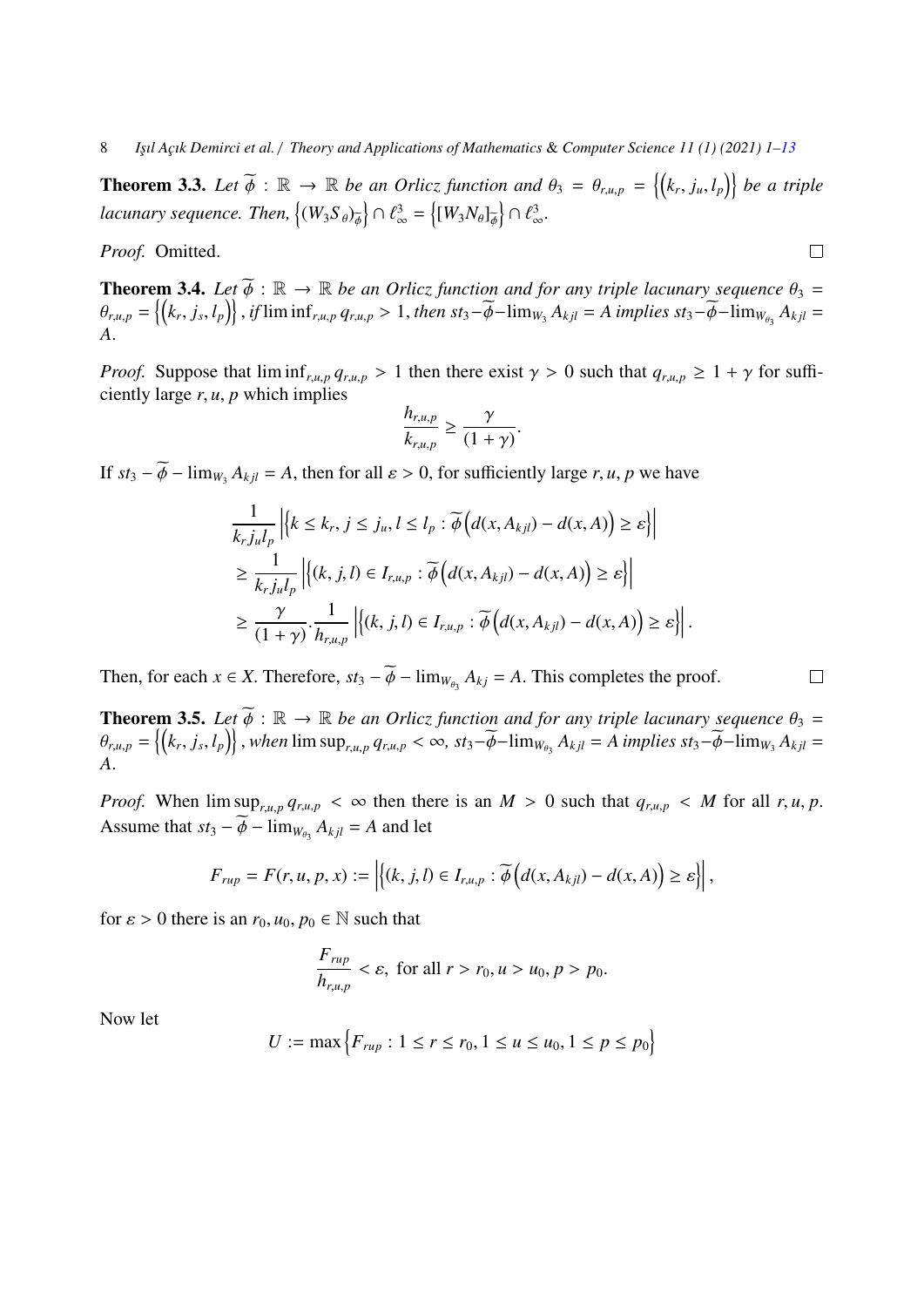**Theorem 3.3.** *Let $\widetilde{\phi} : \mathbb{R} \to \mathbb{R}$ be an Orlicz function and $\theta_3 = \theta_{r,u,p} = \left\{\left(k_r, j_u, l_p\right)\right\}$ be a triple lacunary sequence. Then, $\left\{(W_3S_\theta)_{\widetilde{\phi}}\right\} \cap \ell^3_\infty = \left\{[W_3N_\theta]_{\widetilde{\phi}}\right\} \cap \ell^3_\infty$.*

*Proof.* Omitted. □

**Theorem 3.4.** *Let $\widetilde{\phi} : \mathbb{R} \to \mathbb{R}$ be an Orlicz function and for any triple lacunary sequence $\theta_3 = \theta_{r,u,p} = \left\{\left(k_r, j_s, l_p\right)\right\}$, if $\liminf_{r,u,p} q_{r,u,p} > 1$, then $st_3 - \widetilde{\phi} - \lim_{W_3} A_{kjl} = A$ implies $st_3 - \widetilde{\phi} - \lim_{W_{\theta_3}} A_{kjl} = A$.*

*Proof.* Suppose that $\liminf_{r,u,p} q_{r,u,p} > 1$ then there exist $\gamma > 0$ such that $q_{r,u,p} \geq 1 + \gamma$ for sufficiently large $r, u, p$ which implies

$$\frac{h_{r,u,p}}{k_{r,u,p}} \geq \frac{\gamma}{(1+\gamma)}.$$

If $st_3 - \widetilde{\phi} - \lim_{W_3} A_{kjl} = A$, then for all $\varepsilon > 0$, for sufficiently large $r, u, p$ we have

$$\begin{aligned}
&\frac{1}{k_r j_u l_p}\left|\left\{k \leq k_r, j \leq j_u, l \leq l_p : \widetilde{\phi}\left(d(x, A_{kjl}) - d(x, A)\right) \geq \varepsilon\right\}\right| \\
&\geq \frac{1}{k_r j_u l_p}\left|\left\{(k, j, l) \in I_{r,u,p} : \widetilde{\phi}\left(d(x, A_{kjl}) - d(x, A)\right) \geq \varepsilon\right\}\right| \\
&\geq \frac{\gamma}{(1+\gamma)} \cdot \frac{1}{h_{r,u,p}}\left|\left\{(k, j, l) \in I_{r,u,p} : \widetilde{\phi}\left(d(x, A_{kjl}) - d(x, A)\right) \geq \varepsilon\right\}\right|.
\end{aligned}$$

Then, for each $x \in X$. Therefore, $st_3 - \widetilde{\phi} - \lim_{W_{\theta_3}} A_{kj} = A$. This completes the proof. □

**Theorem 3.5.** *Let $\widetilde{\phi} : \mathbb{R} \to \mathbb{R}$ be an Orlicz function and for any triple lacunary sequence $\theta_3 = \theta_{r,u,p} = \left\{\left(k_r, j_s, l_p\right)\right\}$, when $\limsup_{r,u,p} q_{r,u,p} < \infty$, $st_3 - \widetilde{\phi} - \lim_{W_{\theta_3}} A_{kjl} = A$ implies $st_3 - \widetilde{\phi} - \lim_{W_3} A_{kjl} = A$.*

*Proof.* When $\limsup_{r,u,p} q_{r,u,p} < \infty$ then there is an $M > 0$ such that $q_{r,u,p} < M$ for all $r, u, p$. Assume that $st_3 - \widetilde{\phi} - \lim_{W_{\theta_3}} A_{kjl} = A$ and let

$$F_{rup} = F(r, u, p, x) := \left|\left\{(k, j, l) \in I_{r,u,p} : \widetilde{\phi}\left(d(x, A_{kjl}) - d(x, A)\right) \geq \varepsilon\right\}\right|,$$

for $\varepsilon > 0$ there is an $r_0, u_0, p_0 \in \mathbb{N}$ such that

$$\frac{F_{rup}}{h_{r,u,p}} < \varepsilon, \text{ for all } r > r_0, u > u_0, p > p_0.$$

Now let

$$U := \max\left\{F_{rup} : 1 \leq r \leq r_0, 1 \leq u \leq u_0, 1 \leq p \leq p_0\right\}$$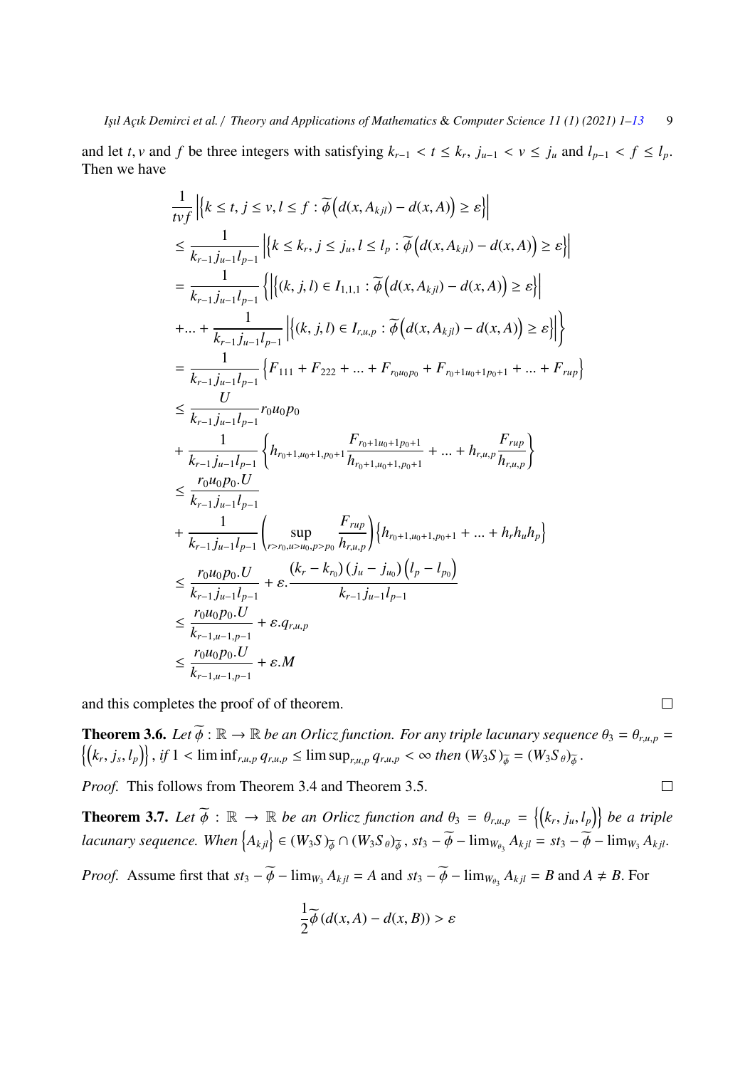and let $t, v$ and $f$ be three integers with satisfying $k_{r-1} < t \leq k_r$, $j_{u-1} < v \leq j_u$ and $l_{p-1} < f \leq l_p$. Then we have

$$
\begin{aligned}
&\frac{1}{tvf}\left|\left\{k \leq t, j \leq v, l \leq f : \widetilde{\phi}\left(d(x, A_{kjl}) - d(x, A)\right) \geq \varepsilon\right\}\right| \\
&\leq \frac{1}{k_{r-1} j_{u-1} l_{p-1}}\left|\left\{k \leq k_r, j \leq j_u, l \leq l_p : \widetilde{\phi}\left(d(x, A_{kjl}) - d(x, A)\right) \geq \varepsilon\right\}\right| \\
&= \frac{1}{k_{r-1} j_{u-1} l_{p-1}}\left\{\left|\left\{(k, j, l) \in I_{1,1,1} : \widetilde{\phi}\left(d(x, A_{kjl}) - d(x, A)\right) \geq \varepsilon\right\}\right|\right. \\
&\left. + ... + \frac{1}{k_{r-1} j_{u-1} l_{p-1}}\left|\left\{(k, j, l) \in I_{r,u,p} : \widetilde{\phi}\left(d(x, A_{kjl}) - d(x, A)\right) \geq \varepsilon\right\}\right|\right\} \\
&= \frac{1}{k_{r-1} j_{u-1} l_{p-1}}\left\{F_{111} + F_{222} + ... + F_{r_0 u_0 p_0} + F_{r_0+1 u_0+1 p_0+1} + ... + F_{rup}\right\} \\
&\leq \frac{U}{k_{r-1} j_{u-1} l_{p-1}} r_0 u_0 p_0 \\
&+ \frac{1}{k_{r-1} j_{u-1} l_{p-1}}\left\{h_{r_0+1, u_0+1, p_0+1}\frac{F_{r_0+1 u_0+1 p_0+1}}{h_{r_0+1, u_0+1, p_0+1}} + ... + h_{r,u,p}\frac{F_{rup}}{h_{r,u,p}}\right\} \\
&\leq \frac{r_0 u_0 p_0 . U}{k_{r-1} j_{u-1} l_{p-1}} \\
&+ \frac{1}{k_{r-1} j_{u-1} l_{p-1}}\left(\sup_{r > r_0, u > u_0, p > p_0}\frac{F_{rup}}{h_{r,u,p}}\right)\left\{h_{r_0+1, u_0+1, p_0+1} + ... + h_r h_u h_p\right\} \\
&\leq \frac{r_0 u_0 p_0 . U}{k_{r-1} j_{u-1} l_{p-1}} + \varepsilon . \frac{(k_r - k_{r_0})(j_u - j_{u_0})\left(l_p - l_{p_0}\right)}{k_{r-1} j_{u-1} l_{p-1}} \\
&\leq \frac{r_0 u_0 p_0 . U}{k_{r-1, u-1, p-1}} + \varepsilon . q_{r,u,p} \\
&\leq \frac{r_0 u_0 p_0 . U}{k_{r-1, u-1, p-1}} + \varepsilon . M
\end{aligned}
$$

and this completes the proof of of theorem. □

**Theorem 3.6.** *Let $\widetilde{\phi} : \mathbb{R} \to \mathbb{R}$ be an Orlicz function. For any triple lacunary sequence $\theta_3 = \theta_{r,u,p} = \left\{\left(k_r, j_s, l_p\right)\right\}$, if $1 < \liminf_{r,u,p} q_{r,u,p} \leq \limsup_{r,u,p} q_{r,u,p} < \infty$ then $(W_3 S)_{\widetilde{\phi}} = (W_3 S_\theta)_{\widetilde{\phi}}$.*

*Proof.* This follows from Theorem 3.4 and Theorem 3.5. □

**Theorem 3.7.** *Let $\widetilde{\phi} : \mathbb{R} \to \mathbb{R}$ be an Orlicz function and $\theta_3 = \theta_{r,u,p} = \left\{\left(k_r, j_u, l_p\right)\right\}$ be a triple lacunary sequence. When $\left\{A_{kjl}\right\} \in (W_3 S)_{\widetilde{\phi}} \cap (W_3 S_\theta)_{\widetilde{\phi}}$, $st_3 - \widetilde{\phi} - \lim_{W_{\theta_3}} A_{kjl} = st_3 - \widetilde{\phi} - \lim_{W_3} A_{kjl}$.*

*Proof.* Assume first that $st_3 - \widetilde{\phi} - \lim_{W_3} A_{kjl} = A$ and $st_3 - \widetilde{\phi} - \lim_{W_{\theta_3}} A_{kjl} = B$ and $A \neq B$. For

$$
\frac{1}{2}\widetilde{\phi}\left(d(x, A) - d(x, B)\right) > \varepsilon
$$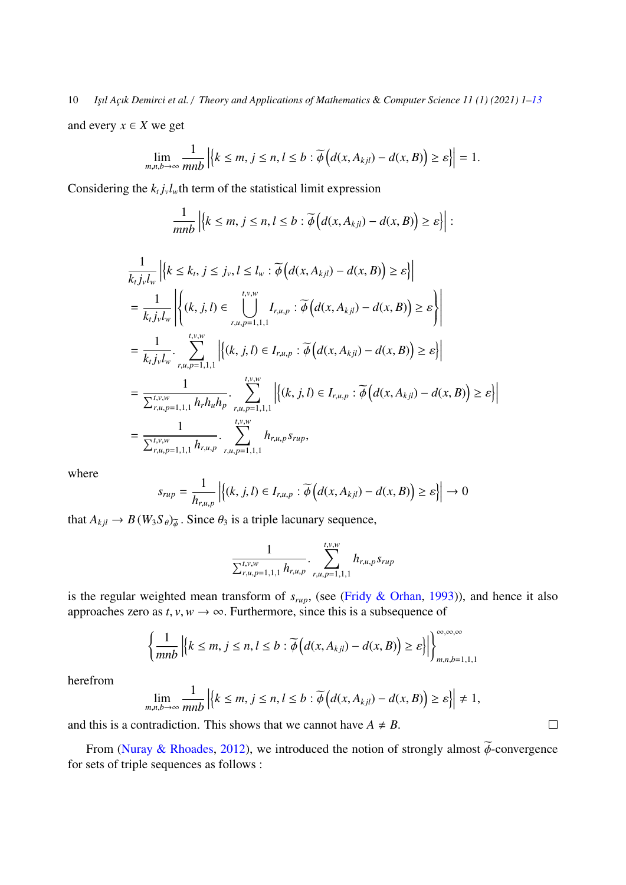and every $x \in X$ we get

$$\lim_{m,n,b\to\infty} \frac{1}{mnb} \left| \left\{ k \leq m, j \leq n, l \leq b : \widetilde{\phi}\left(d(x, A_{kjl}) - d(x, B)\right) \geq \varepsilon \right\} \right| = 1.$$

Considering the $k_t j_v l_w$th term of the statistical limit expression

$$\frac{1}{mnb} \left| \left\{ k \leq m, j \leq n, l \leq b : \widetilde{\phi}\left(d(x, A_{kjl}) - d(x, B)\right) \geq \varepsilon \right\} \right| :$$

$$\begin{aligned}
&\frac{1}{k_t j_v l_w} \left| \left\{ k \leq k_t, j \leq j_v, l \leq l_w : \widetilde{\phi}\left(d(x, A_{kjl}) - d(x, B)\right) \geq \varepsilon \right\} \right| \\
&= \frac{1}{k_t j_v l_w} \left| \left\{ (k, j, l) \in \bigcup_{r,u,p=1,1,1}^{t,v,w} I_{r,u,p} : \widetilde{\phi}\left(d(x, A_{kjl}) - d(x, B)\right) \geq \varepsilon \right\} \right| \\
&= \frac{1}{k_t j_v l_w} . \sum_{r,u,p=1,1,1}^{t,v,w} \left| \left\{ (k, j, l) \in I_{r,u,p} : \widetilde{\phi}\left(d(x, A_{kjl}) - d(x, B)\right) \geq \varepsilon \right\} \right| \\
&= \frac{1}{\sum_{r,u,p=1,1,1}^{t,v,w} h_r h_u h_p} . \sum_{r,u,p=1,1,1}^{t,v,w} \left| \left\{ (k, j, l) \in I_{r,u,p} : \widetilde{\phi}\left(d(x, A_{kjl}) - d(x, B)\right) \geq \varepsilon \right\} \right| \\
&= \frac{1}{\sum_{r,u,p=1,1,1}^{t,v,w} h_{r,u,p}} . \sum_{r,u,p=1,1,1}^{t,v,w} h_{r,u,p} s_{rup},
\end{aligned}$$

where

$$s_{rup} = \frac{1}{h_{r,u,p}} \left| \left\{ (k, j, l) \in I_{r,u,p} : \widetilde{\phi}\left(d(x, A_{kjl}) - d(x, B)\right) \geq \varepsilon \right\} \right| \to 0$$

that $A_{kjl} \to B\,(W_3 S_\theta)_{\widetilde{\phi}}$. Since $\theta_3$ is a triple lacunary sequence,

$$\frac{1}{\sum_{r,u,p=1,1,1}^{t,v,w} h_{r,u,p}} . \sum_{r,u,p=1,1,1}^{t,v,w} h_{r,u,p} s_{rup}$$

is the regular weighted mean transform of $s_{rup}$, (see (Fridy & Orhan, 1993)), and hence it also approaches zero as $t, v, w \to \infty$. Furthermore, since this is a subsequence of

$$\left\{ \frac{1}{mnb} \left| \left\{ k \leq m, j \leq n, l \leq b : \widetilde{\phi}\left(d(x, A_{kjl}) - d(x, B)\right) \geq \varepsilon \right\} \right| \right\}_{m,n,b=1,1,1}^{\infty,\infty,\infty}$$

herefrom

$$\lim_{m,n,b\to\infty} \frac{1}{mnb} \left| \left\{ k \leq m, j \leq n, l \leq b : \widetilde{\phi}\left(d(x, A_{kjl}) - d(x, B)\right) \geq \varepsilon \right\} \right| \neq 1,$$

and this is a contradiction. This shows that we cannot have $A \neq B$. □

From (Nuray & Rhoades, 2012), we introduced the notion of strongly almost $\widetilde{\phi}$-convergence for sets of triple sequences as follows :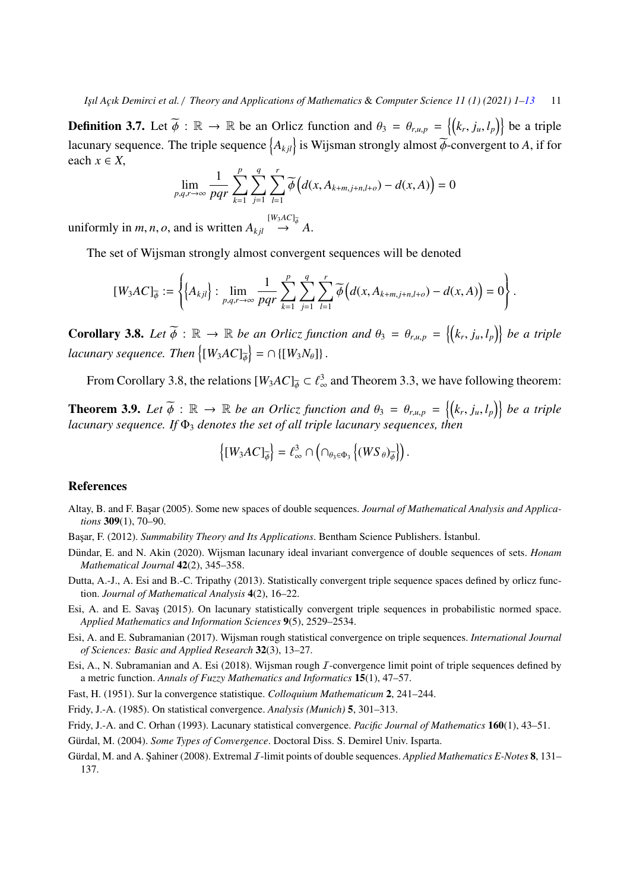**Definition 3.7.** Let $\widetilde{\phi} : \mathbb{R} \to \mathbb{R}$ be an Orlicz function and $\theta_3 = \theta_{r,u,p} = \left\{\left(k_r, j_u, l_p\right)\right\}$ be a triple lacunary sequence. The triple sequence $\left\{A_{kjl}\right\}$ is Wijsman strongly almost $\widetilde{\phi}$-convergent to $A$, if for each $x \in X$,

$$\lim_{p,q,r\to\infty} \frac{1}{pqr} \sum_{k=1}^{p} \sum_{j=1}^{q} \sum_{l=1}^{r} \widetilde{\phi}\left(d(x, A_{k+m,j+n,l+o}) - d(x, A)\right) = 0$$

uniformly in $m, n, o$, and is written $A_{kjl} \overset{[W_3AC]_{\widetilde{\phi}}}{\to} A$.

The set of Wijsman strongly almost convergent sequences will be denoted

$$[W_3AC]_{\widetilde{\phi}} := \left\{\left\{A_{kjl}\right\} : \lim_{p,q,r\to\infty} \frac{1}{pqr} \sum_{k=1}^{p} \sum_{j=1}^{q} \sum_{l=1}^{r} \widetilde{\phi}\left(d(x, A_{k+m,j+n,l+o}) - d(x, A)\right) = 0\right\}.$$

**Corollary 3.8.** *Let $\widetilde{\phi} : \mathbb{R} \to \mathbb{R}$ be an Orlicz function and $\theta_3 = \theta_{r,u,p} = \left\{\left(k_r, j_u, l_p\right)\right\}$ be a triple lacunary sequence. Then $\left\{[W_3AC]_{\widetilde{\phi}}\right\} = \cap \left\{[W_3N_\theta]\right\}$.*

From Corollary 3.8, the relations $[W_3AC]_{\widetilde{\phi}} \subset \ell^3_\infty$ and Theorem 3.3, we have following theorem:

**Theorem 3.9.** *Let $\widetilde{\phi} : \mathbb{R} \to \mathbb{R}$ be an Orlicz function and $\theta_3 = \theta_{r,u,p} = \left\{\left(k_r, j_u, l_p\right)\right\}$ be a triple lacunary sequence. If $\Phi_3$ denotes the set of all triple lacunary sequences, then*

$$\left\{[W_3AC]_{\widetilde{\phi}}\right\} = \ell^3_\infty \cap \left(\cap_{\theta_3\in\Phi_3} \left\{(WS_\theta)_{\widetilde{\phi}}\right\}\right).$$

## References

Altay, B. and F. Başar (2005). Some new spaces of double sequences. *Journal of Mathematical Analysis and Applications* **309**(1), 70–90.

Başar, F. (2012). *Summability Theory and Its Applications*. Bentham Science Publishers. İstanbul.

Dündar, E. and N. Akin (2020). Wijsman lacunary ideal invariant convergence of double sequences of sets. *Honam Mathematical Journal* **42**(2), 345–358.

Dutta, A.-J., A. Esi and B.-C. Tripathy (2013). Statistically convergent triple sequence spaces defined by orlicz function. *Journal of Mathematical Analysis* **4**(2), 16–22.

Esi, A. and E. Savaş (2015). On lacunary statistically convergent triple sequences in probabilistic normed space. *Applied Mathematics and Information Sciences* **9**(5), 2529–2534.

Esi, A. and E. Subramanian (2017). Wijsman rough statistical convergence on triple sequences. *International Journal of Sciences: Basic and Applied Research* **32**(3), 13–27.

Esi, A., N. Subramanian and A. Esi (2018). Wijsman rough $\mathcal{I}$-convergence limit point of triple sequences defined by a metric function. *Annals of Fuzzy Mathematics and Informatics* **15**(1), 47–57.

Fast, H. (1951). Sur la convergence statistique. *Colloquium Mathematicum* **2**, 241–244.

Fridy, J.-A. (1985). On statistical convergence. *Analysis (Munich)* **5**, 301–313.

Fridy, J.-A. and C. Orhan (1993). Lacunary statistical convergence. *Pacific Journal of Mathematics* **160**(1), 43–51.

Gürdal, M. (2004). *Some Types of Convergence*. Doctoral Diss. S. Demirel Univ. Isparta.

Gürdal, M. and A. Şahiner (2008). Extremal $\mathcal{I}$-limit points of double sequences. *Applied Mathematics E-Notes* **8**, 131–137.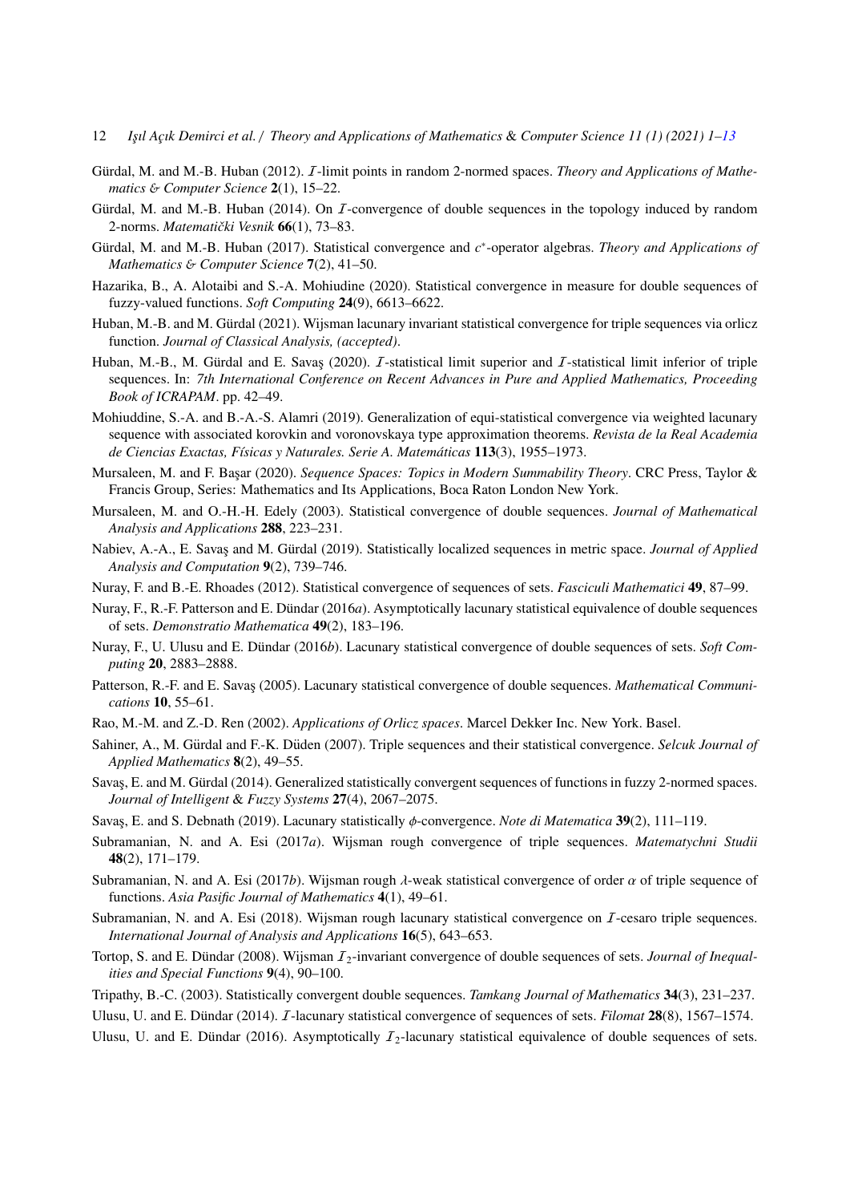Gürdal, M. and M.-B. Huban (2012). $\mathcal{I}$-limit points in random 2-normed spaces. *Theory and Applications of Mathematics & Computer Science* **2**(1), 15–22.

Gürdal, M. and M.-B. Huban (2014). On $\mathcal{I}$-convergence of double sequences in the topology induced by random 2-norms. *Matematički Vesnik* **66**(1), 73–83.

Gürdal, M. and M.-B. Huban (2017). Statistical convergence and $c^*$-operator algebras. *Theory and Applications of Mathematics & Computer Science* **7**(2), 41–50.

Hazarika, B., A. Alotaibi and S.-A. Mohiudine (2020). Statistical convergence in measure for double sequences of fuzzy-valued functions. *Soft Computing* **24**(9), 6613–6622.

Huban, M.-B. and M. Gürdal (2021). Wijsman lacunary invariant statistical convergence for triple sequences via orlicz function. *Journal of Classical Analysis, (accepted)*.

Huban, M.-B., M. Gürdal and E. Savaş (2020). $\mathcal{I}$-statistical limit superior and $\mathcal{I}$-statistical limit inferior of triple sequences. In: *7th International Conference on Recent Advances in Pure and Applied Mathematics, Proceeding Book of ICRAPAM*. pp. 42–49.

Mohiuddine, S.-A. and B.-A.-S. Alamri (2019). Generalization of equi-statistical convergence via weighted lacunary sequence with associated korovkin and voronovskaya type approximation theorems. *Revista de la Real Academia de Ciencias Exactas, Físicas y Naturales. Serie A. Matemáticas* **113**(3), 1955–1973.

Mursaleen, M. and F. Başar (2020). *Sequence Spaces: Topics in Modern Summability Theory*. CRC Press, Taylor & Francis Group, Series: Mathematics and Its Applications, Boca Raton London New York.

Mursaleen, M. and O.-H.-H. Edely (2003). Statistical convergence of double sequences. *Journal of Mathematical Analysis and Applications* **288**, 223–231.

Nabiev, A.-A., E. Savaş and M. Gürdal (2019). Statistically localized sequences in metric space. *Journal of Applied Analysis and Computation* **9**(2), 739–746.

Nuray, F. and B.-E. Rhoades (2012). Statistical convergence of sequences of sets. *Fasciculi Mathematici* **49**, 87–99.

Nuray, F., R.-F. Patterson and E. Dündar (2016*a*). Asymptotically lacunary statistical equivalence of double sequences of sets. *Demonstratio Mathematica* **49**(2), 183–196.

Nuray, F., U. Ulusu and E. Dündar (2016*b*). Lacunary statistical convergence of double sequences of sets. *Soft Computing* **20**, 2883–2888.

Patterson, R.-F. and E. Savaş (2005). Lacunary statistical convergence of double sequences. *Mathematical Communications* **10**, 55–61.

Rao, M.-M. and Z.-D. Ren (2002). *Applications of Orlicz spaces*. Marcel Dekker Inc. New York. Basel.

Sahiner, A., M. Gürdal and F.-K. Düden (2007). Triple sequences and their statistical convergence. *Selcuk Journal of Applied Mathematics* **8**(2), 49–55.

Savaş, E. and M. Gürdal (2014). Generalized statistically convergent sequences of functions in fuzzy 2-normed spaces. *Journal of Intelligent & Fuzzy Systems* **27**(4), 2067–2075.

Savaş, E. and S. Debnath (2019). Lacunary statistically $\phi$-convergence. *Note di Matematica* **39**(2), 111–119.

Subramanian, N. and A. Esi (2017*a*). Wijsman rough convergence of triple sequences. *Matematychni Studii* **48**(2), 171–179.

Subramanian, N. and A. Esi (2017*b*). Wijsman rough $\lambda$-weak statistical convergence of order $\alpha$ of triple sequence of functions. *Asia Pasific Journal of Mathematics* **4**(1), 49–61.

Subramanian, N. and A. Esi (2018). Wijsman rough lacunary statistical convergence on $\mathcal{I}$-cesaro triple sequences. *International Journal of Analysis and Applications* **16**(5), 643–653.

Tortop, S. and E. Dündar (2008). Wijsman $\mathcal{I}_2$-invariant convergence of double sequences of sets. *Journal of Inequalities and Special Functions* **9**(4), 90–100.

Tripathy, B.-C. (2003). Statistically convergent double sequences. *Tamkang Journal of Mathematics* **34**(3), 231–237.

Ulusu, U. and E. Dündar (2014). $\mathcal{I}$-lacunary statistical convergence of sequences of sets. *Filomat* **28**(8), 1567–1574.

Ulusu, U. and E. Dündar (2016). Asymptotically $\mathcal{I}_2$-lacunary statistical equivalence of double sequences of sets.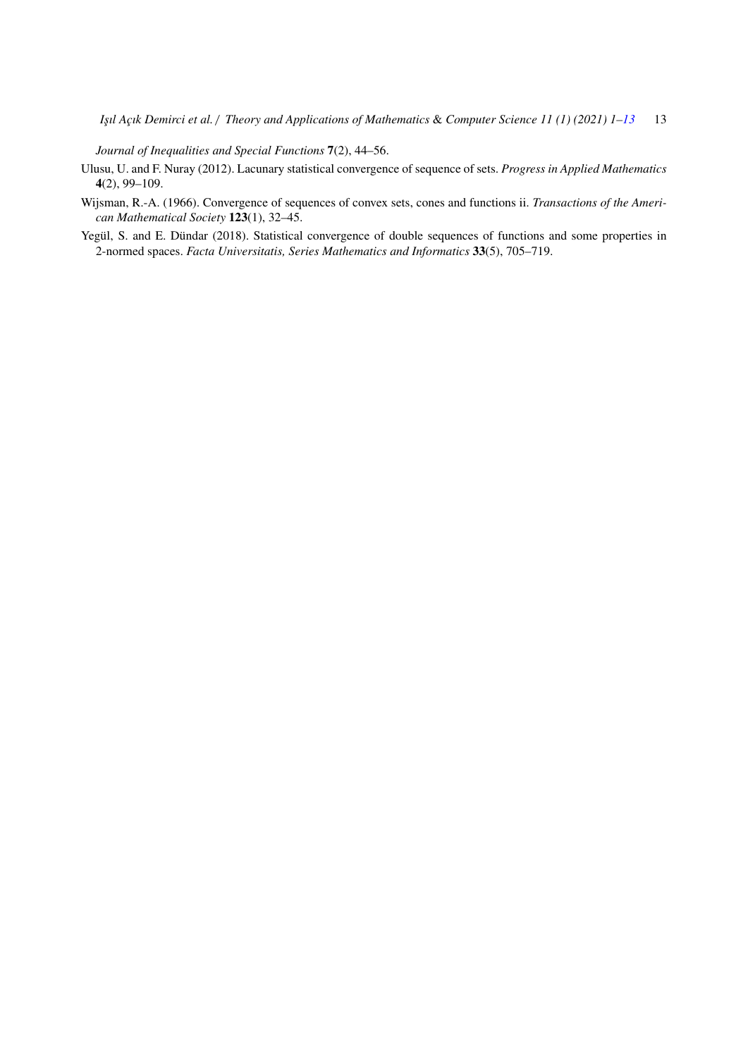*Journal of Inequalities and Special Functions* **7**(2), 44–56.

Ulusu, U. and F. Nuray (2012). Lacunary statistical convergence of sequence of sets. *Progress in Applied Mathematics* **4**(2), 99–109.

Wijsman, R.-A. (1966). Convergence of sequences of convex sets, cones and functions ii. *Transactions of the American Mathematical Society* **123**(1), 32–45.

Yegül, S. and E. Dündar (2018). Statistical convergence of double sequences of functions and some properties in 2-normed spaces. *Facta Universitatis, Series Mathematics and Informatics* **33**(5), 705–719.